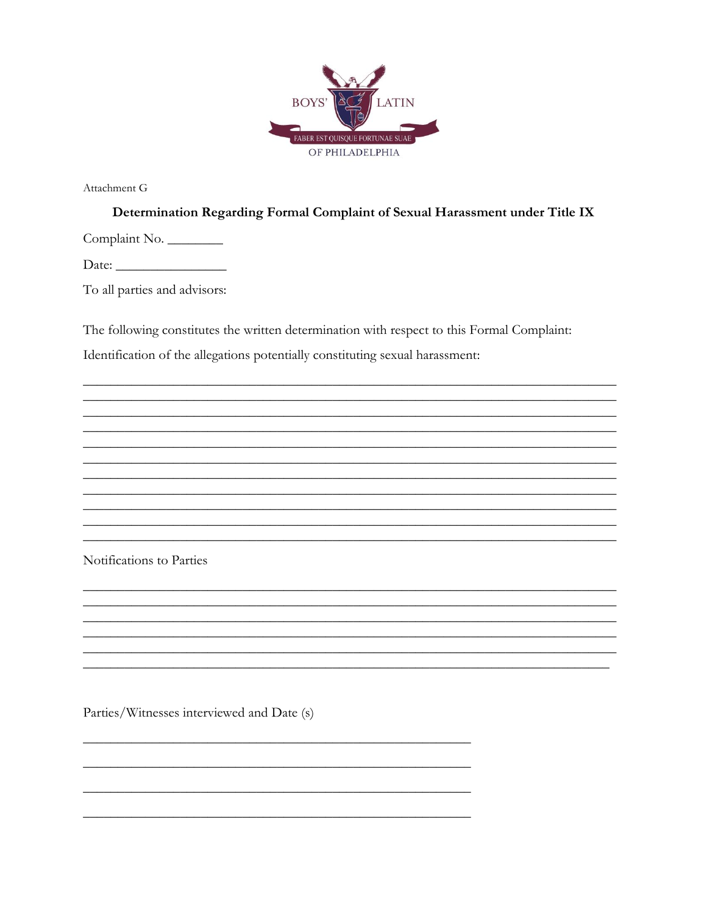BOYS' LATIN

FABER EST QUISQUE FORTUNAE SUAE

OF PHILADELPHIA

Attachment G

## Determination Regarding Formal Complaint of Sexual Harassment under Title IX

Complaint No. ________

Date: ________________

To all parties and advisors:

The following constitutes the written determination with respect to this Formal Complaint:

Identification of the allegations potentially constituting sexual harassment:

____________________________________________________________________________
____________________________________________________________________________
____________________________________________________________________________
____________________________________________________________________________
____________________________________________________________________________
____________________________________________________________________________
____________________________________________________________________________
____________________________________________________________________________
____________________________________________________________________________
____________________________________________________________________________
____________________________________________________________________________

Notifications to Parties

____________________________________________________________________________
____________________________________________________________________________
____________________________________________________________________________
____________________________________________________________________________
____________________________________________________________________________
____________________________________________________________________________

Parties/Witnesses interviewed and Date (s)

_______________________________________________________

_______________________________________________________

_______________________________________________________

_______________________________________________________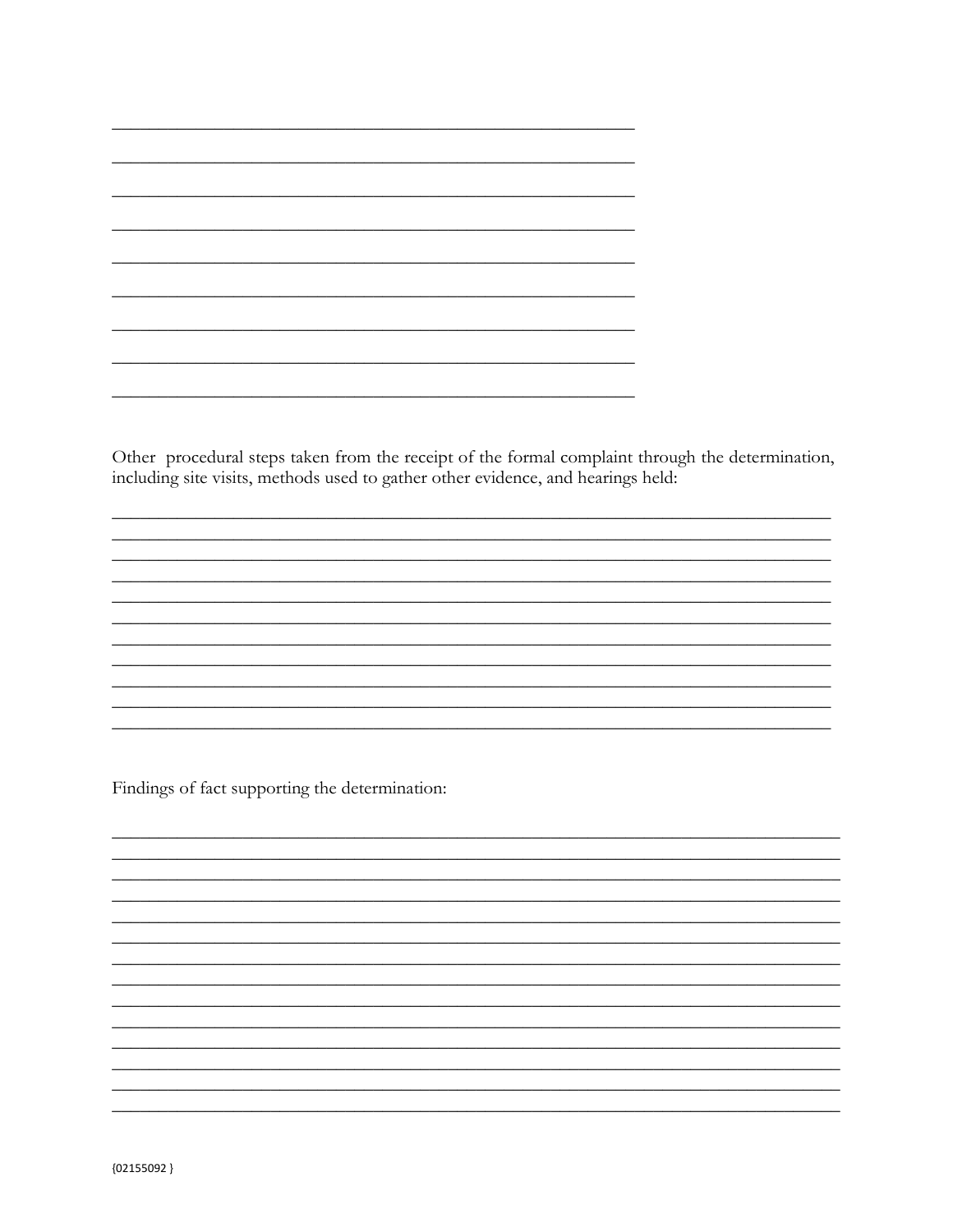\_\_\_\_\_\_\_\_\_\_\_\_\_\_\_\_\_\_\_\_\_\_\_\_\_\_\_\_\_\_\_\_\_\_\_\_\_\_\_\_\_\_\_\_\_\_\_\_\_\_\_\_\_\_\_\_\_\_\_\_

\_\_\_\_\_\_\_\_\_\_\_\_\_\_\_\_\_\_\_\_\_\_\_\_\_\_\_\_\_\_\_\_\_\_\_\_\_\_\_\_\_\_\_\_\_\_\_\_\_\_\_\_\_\_\_\_\_\_\_\_

\_\_\_\_\_\_\_\_\_\_\_\_\_\_\_\_\_\_\_\_\_\_\_\_\_\_\_\_\_\_\_\_\_\_\_\_\_\_\_\_\_\_\_\_\_\_\_\_\_\_\_\_\_\_\_\_\_\_\_\_

\_\_\_\_\_\_\_\_\_\_\_\_\_\_\_\_\_\_\_\_\_\_\_\_\_\_\_\_\_\_\_\_\_\_\_\_\_\_\_\_\_\_\_\_\_\_\_\_\_\_\_\_\_\_\_\_\_\_\_\_

\_\_\_\_\_\_\_\_\_\_\_\_\_\_\_\_\_\_\_\_\_\_\_\_\_\_\_\_\_\_\_\_\_\_\_\_\_\_\_\_\_\_\_\_\_\_\_\_\_\_\_\_\_\_\_\_\_\_\_\_

\_\_\_\_\_\_\_\_\_\_\_\_\_\_\_\_\_\_\_\_\_\_\_\_\_\_\_\_\_\_\_\_\_\_\_\_\_\_\_\_\_\_\_\_\_\_\_\_\_\_\_\_\_\_\_\_\_\_\_\_

\_\_\_\_\_\_\_\_\_\_\_\_\_\_\_\_\_\_\_\_\_\_\_\_\_\_\_\_\_\_\_\_\_\_\_\_\_\_\_\_\_\_\_\_\_\_\_\_\_\_\_\_\_\_\_\_\_\_\_\_

\_\_\_\_\_\_\_\_\_\_\_\_\_\_\_\_\_\_\_\_\_\_\_\_\_\_\_\_\_\_\_\_\_\_\_\_\_\_\_\_\_\_\_\_\_\_\_\_\_\_\_\_\_\_\_\_\_\_\_\_

\_\_\_\_\_\_\_\_\_\_\_\_\_\_\_\_\_\_\_\_\_\_\_\_\_\_\_\_\_\_\_\_\_\_\_\_\_\_\_\_\_\_\_\_\_\_\_\_\_\_\_\_\_\_\_\_\_\_\_\_

Other procedural steps taken from the receipt of the formal complaint through the determination, including site visits, methods used to gather other evidence, and hearings held:

\_\_\_\_\_\_\_\_\_\_\_\_\_\_\_\_\_\_\_\_\_\_\_\_\_\_\_\_\_\_\_\_\_\_\_\_\_\_\_\_\_\_\_\_\_\_\_\_\_\_\_\_\_\_\_\_\_\_\_\_\_\_\_\_\_\_\_\_\_\_\_\_\_\_\_\_\_\_

\_\_\_\_\_\_\_\_\_\_\_\_\_\_\_\_\_\_\_\_\_\_\_\_\_\_\_\_\_\_\_\_\_\_\_\_\_\_\_\_\_\_\_\_\_\_\_\_\_\_\_\_\_\_\_\_\_\_\_\_\_\_\_\_\_\_\_\_\_\_\_\_\_\_\_\_\_\_

\_\_\_\_\_\_\_\_\_\_\_\_\_\_\_\_\_\_\_\_\_\_\_\_\_\_\_\_\_\_\_\_\_\_\_\_\_\_\_\_\_\_\_\_\_\_\_\_\_\_\_\_\_\_\_\_\_\_\_\_\_\_\_\_\_\_\_\_\_\_\_\_\_\_\_\_\_\_

\_\_\_\_\_\_\_\_\_\_\_\_\_\_\_\_\_\_\_\_\_\_\_\_\_\_\_\_\_\_\_\_\_\_\_\_\_\_\_\_\_\_\_\_\_\_\_\_\_\_\_\_\_\_\_\_\_\_\_\_\_\_\_\_\_\_\_\_\_\_\_\_\_\_\_\_\_\_

\_\_\_\_\_\_\_\_\_\_\_\_\_\_\_\_\_\_\_\_\_\_\_\_\_\_\_\_\_\_\_\_\_\_\_\_\_\_\_\_\_\_\_\_\_\_\_\_\_\_\_\_\_\_\_\_\_\_\_\_\_\_\_\_\_\_\_\_\_\_\_\_\_\_\_\_\_\_

\_\_\_\_\_\_\_\_\_\_\_\_\_\_\_\_\_\_\_\_\_\_\_\_\_\_\_\_\_\_\_\_\_\_\_\_\_\_\_\_\_\_\_\_\_\_\_\_\_\_\_\_\_\_\_\_\_\_\_\_\_\_\_\_\_\_\_\_\_\_\_\_\_\_\_\_\_\_

\_\_\_\_\_\_\_\_\_\_\_\_\_\_\_\_\_\_\_\_\_\_\_\_\_\_\_\_\_\_\_\_\_\_\_\_\_\_\_\_\_\_\_\_\_\_\_\_\_\_\_\_\_\_\_\_\_\_\_\_\_\_\_\_\_\_\_\_\_\_\_\_\_\_\_\_\_\_

\_\_\_\_\_\_\_\_\_\_\_\_\_\_\_\_\_\_\_\_\_\_\_\_\_\_\_\_\_\_\_\_\_\_\_\_\_\_\_\_\_\_\_\_\_\_\_\_\_\_\_\_\_\_\_\_\_\_\_\_\_\_\_\_\_\_\_\_\_\_\_\_\_\_\_\_\_\_

\_\_\_\_\_\_\_\_\_\_\_\_\_\_\_\_\_\_\_\_\_\_\_\_\_\_\_\_\_\_\_\_\_\_\_\_\_\_\_\_\_\_\_\_\_\_\_\_\_\_\_\_\_\_\_\_\_\_\_\_\_\_\_\_\_\_\_\_\_\_\_\_\_\_\_\_\_\_

\_\_\_\_\_\_\_\_\_\_\_\_\_\_\_\_\_\_\_\_\_\_\_\_\_\_\_\_\_\_\_\_\_\_\_\_\_\_\_\_\_\_\_\_\_\_\_\_\_\_\_\_\_\_\_\_\_\_\_\_\_\_\_\_\_\_\_\_\_\_\_\_\_\_\_\_\_\_

\_\_\_\_\_\_\_\_\_\_\_\_\_\_\_\_\_\_\_\_\_\_\_\_\_\_\_\_\_\_\_\_\_\_\_\_\_\_\_\_\_\_\_\_\_\_\_\_\_\_\_\_\_\_\_\_\_\_\_\_\_\_\_\_\_\_\_\_\_\_\_\_\_\_\_\_\_\_

Findings of fact supporting the determination:

\_\_\_\_\_\_\_\_\_\_\_\_\_\_\_\_\_\_\_\_\_\_\_\_\_\_\_\_\_\_\_\_\_\_\_\_\_\_\_\_\_\_\_\_\_\_\_\_\_\_\_\_\_\_\_\_\_\_\_\_\_\_\_\_\_\_\_\_\_\_\_\_\_\_\_\_\_\_

\_\_\_\_\_\_\_\_\_\_\_\_\_\_\_\_\_\_\_\_\_\_\_\_\_\_\_\_\_\_\_\_\_\_\_\_\_\_\_\_\_\_\_\_\_\_\_\_\_\_\_\_\_\_\_\_\_\_\_\_\_\_\_\_\_\_\_\_\_\_\_\_\_\_\_\_\_\_

\_\_\_\_\_\_\_\_\_\_\_\_\_\_\_\_\_\_\_\_\_\_\_\_\_\_\_\_\_\_\_\_\_\_\_\_\_\_\_\_\_\_\_\_\_\_\_\_\_\_\_\_\_\_\_\_\_\_\_\_\_\_\_\_\_\_\_\_\_\_\_\_\_\_\_\_\_\_

\_\_\_\_\_\_\_\_\_\_\_\_\_\_\_\_\_\_\_\_\_\_\_\_\_\_\_\_\_\_\_\_\_\_\_\_\_\_\_\_\_\_\_\_\_\_\_\_\_\_\_\_\_\_\_\_\_\_\_\_\_\_\_\_\_\_\_\_\_\_\_\_\_\_\_\_\_\_

\_\_\_\_\_\_\_\_\_\_\_\_\_\_\_\_\_\_\_\_\_\_\_\_\_\_\_\_\_\_\_\_\_\_\_\_\_\_\_\_\_\_\_\_\_\_\_\_\_\_\_\_\_\_\_\_\_\_\_\_\_\_\_\_\_\_\_\_\_\_\_\_\_\_\_\_\_\_

\_\_\_\_\_\_\_\_\_\_\_\_\_\_\_\_\_\_\_\_\_\_\_\_\_\_\_\_\_\_\_\_\_\_\_\_\_\_\_\_\_\_\_\_\_\_\_\_\_\_\_\_\_\_\_\_\_\_\_\_\_\_\_\_\_\_\_\_\_\_\_\_\_\_\_\_\_\_

\_\_\_\_\_\_\_\_\_\_\_\_\_\_\_\_\_\_\_\_\_\_\_\_\_\_\_\_\_\_\_\_\_\_\_\_\_\_\_\_\_\_\_\_\_\_\_\_\_\_\_\_\_\_\_\_\_\_\_\_\_\_\_\_\_\_\_\_\_\_\_\_\_\_\_\_\_\_

\_\_\_\_\_\_\_\_\_\_\_\_\_\_\_\_\_\_\_\_\_\_\_\_\_\_\_\_\_\_\_\_\_\_\_\_\_\_\_\_\_\_\_\_\_\_\_\_\_\_\_\_\_\_\_\_\_\_\_\_\_\_\_\_\_\_\_\_\_\_\_\_\_\_\_\_\_\_

\_\_\_\_\_\_\_\_\_\_\_\_\_\_\_\_\_\_\_\_\_\_\_\_\_\_\_\_\_\_\_\_\_\_\_\_\_\_\_\_\_\_\_\_\_\_\_\_\_\_\_\_\_\_\_\_\_\_\_\_\_\_\_\_\_\_\_\_\_\_\_\_\_\_\_\_\_\_

\_\_\_\_\_\_\_\_\_\_\_\_\_\_\_\_\_\_\_\_\_\_\_\_\_\_\_\_\_\_\_\_\_\_\_\_\_\_\_\_\_\_\_\_\_\_\_\_\_\_\_\_\_\_\_\_\_\_\_\_\_\_\_\_\_\_\_\_\_\_\_\_\_\_\_\_\_\_

\_\_\_\_\_\_\_\_\_\_\_\_\_\_\_\_\_\_\_\_\_\_\_\_\_\_\_\_\_\_\_\_\_\_\_\_\_\_\_\_\_\_\_\_\_\_\_\_\_\_\_\_\_\_\_\_\_\_\_\_\_\_\_\_\_\_\_\_\_\_\_\_\_\_\_\_\_\_

\_\_\_\_\_\_\_\_\_\_\_\_\_\_\_\_\_\_\_\_\_\_\_\_\_\_\_\_\_\_\_\_\_\_\_\_\_\_\_\_\_\_\_\_\_\_\_\_\_\_\_\_\_\_\_\_\_\_\_\_\_\_\_\_\_\_\_\_\_\_\_\_\_\_\_\_\_\_

\_\_\_\_\_\_\_\_\_\_\_\_\_\_\_\_\_\_\_\_\_\_\_\_\_\_\_\_\_\_\_\_\_\_\_\_\_\_\_\_\_\_\_\_\_\_\_\_\_\_\_\_\_\_\_\_\_\_\_\_\_\_\_\_\_\_\_\_\_\_\_\_\_\_\_\_\_\_

\_\_\_\_\_\_\_\_\_\_\_\_\_\_\_\_\_\_\_\_\_\_\_\_\_\_\_\_\_\_\_\_\_\_\_\_\_\_\_\_\_\_\_\_\_\_\_\_\_\_\_\_\_\_\_\_\_\_\_\_\_\_\_\_\_\_\_\_\_\_\_\_\_\_\_\_\_\_

{02155092 }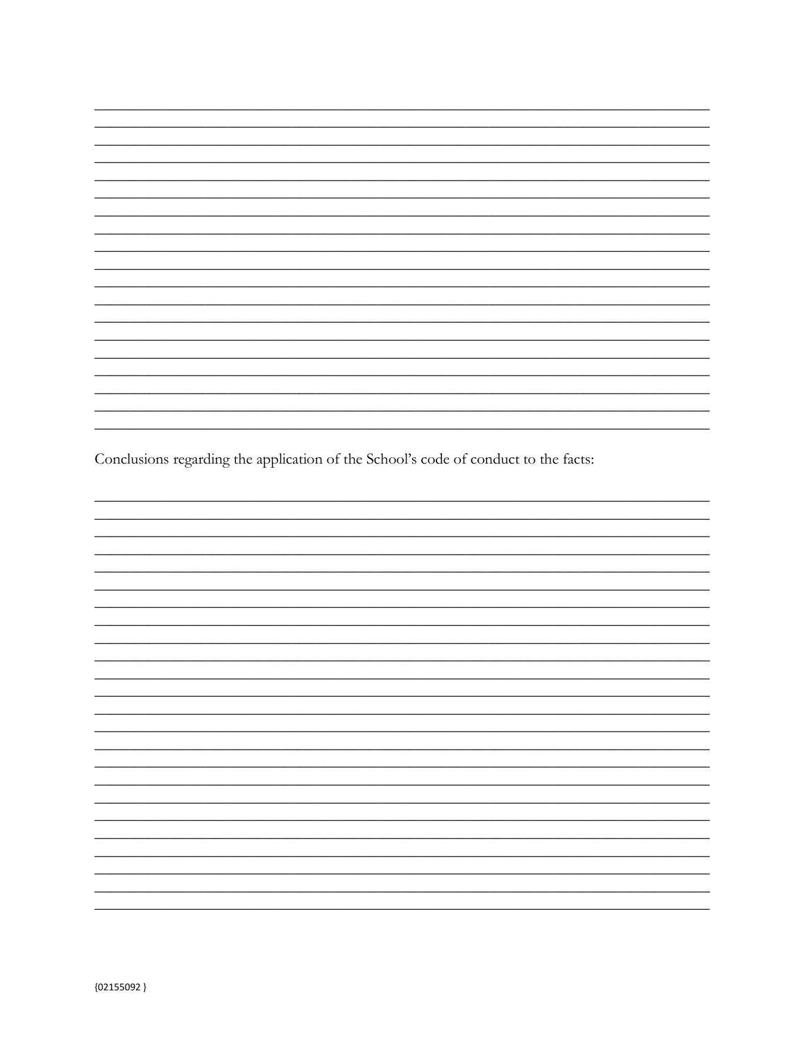Conclusions regarding the application of the School's code of conduct to the facts: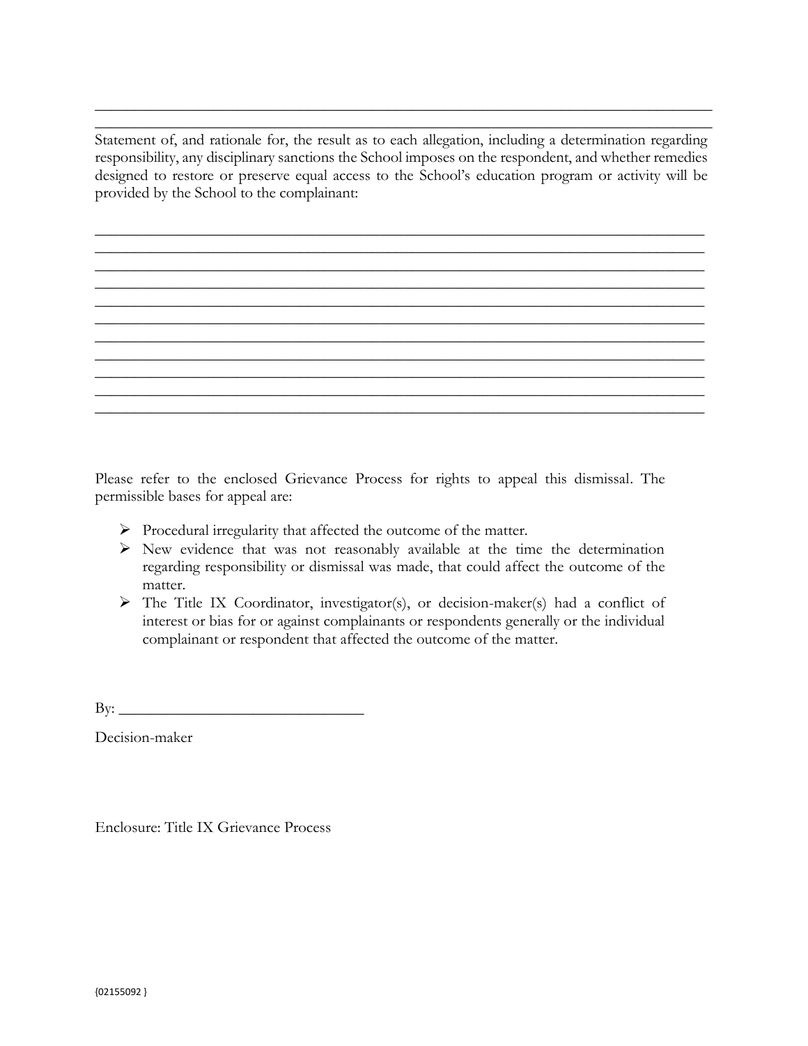\_\_\_\_\_\_\_\_\_\_\_\_\_\_\_\_\_\_\_\_\_\_\_\_\_\_\_\_\_\_\_\_\_\_\_\_\_\_\_\_\_\_\_\_\_\_\_\_\_\_\_\_\_\_\_\_\_\_\_\_\_\_\_\_\_\_\_\_\_\_\_\_\_\_\_\_

\_\_\_\_\_\_\_\_\_\_\_\_\_\_\_\_\_\_\_\_\_\_\_\_\_\_\_\_\_\_\_\_\_\_\_\_\_\_\_\_\_\_\_\_\_\_\_\_\_\_\_\_\_\_\_\_\_\_\_\_\_\_\_\_\_\_\_\_\_\_\_\_\_\_\_\_

Statement of, and rationale for, the result as to each allegation, including a determination regarding responsibility, any disciplinary sanctions the School imposes on the respondent, and whether remedies designed to restore or preserve equal access to the School's education program or activity will be provided by the School to the complainant:

\_\_\_\_\_\_\_\_\_\_\_\_\_\_\_\_\_\_\_\_\_\_\_\_\_\_\_\_\_\_\_\_\_\_\_\_\_\_\_\_\_\_\_\_\_\_\_\_\_\_\_\_\_\_\_\_\_\_\_\_\_\_\_\_\_\_\_\_\_\_\_\_\_\_\_\_

\_\_\_\_\_\_\_\_\_\_\_\_\_\_\_\_\_\_\_\_\_\_\_\_\_\_\_\_\_\_\_\_\_\_\_\_\_\_\_\_\_\_\_\_\_\_\_\_\_\_\_\_\_\_\_\_\_\_\_\_\_\_\_\_\_\_\_\_\_\_\_\_\_\_\_\_

\_\_\_\_\_\_\_\_\_\_\_\_\_\_\_\_\_\_\_\_\_\_\_\_\_\_\_\_\_\_\_\_\_\_\_\_\_\_\_\_\_\_\_\_\_\_\_\_\_\_\_\_\_\_\_\_\_\_\_\_\_\_\_\_\_\_\_\_\_\_\_\_\_\_\_\_

\_\_\_\_\_\_\_\_\_\_\_\_\_\_\_\_\_\_\_\_\_\_\_\_\_\_\_\_\_\_\_\_\_\_\_\_\_\_\_\_\_\_\_\_\_\_\_\_\_\_\_\_\_\_\_\_\_\_\_\_\_\_\_\_\_\_\_\_\_\_\_\_\_\_\_\_

\_\_\_\_\_\_\_\_\_\_\_\_\_\_\_\_\_\_\_\_\_\_\_\_\_\_\_\_\_\_\_\_\_\_\_\_\_\_\_\_\_\_\_\_\_\_\_\_\_\_\_\_\_\_\_\_\_\_\_\_\_\_\_\_\_\_\_\_\_\_\_\_\_\_\_\_

\_\_\_\_\_\_\_\_\_\_\_\_\_\_\_\_\_\_\_\_\_\_\_\_\_\_\_\_\_\_\_\_\_\_\_\_\_\_\_\_\_\_\_\_\_\_\_\_\_\_\_\_\_\_\_\_\_\_\_\_\_\_\_\_\_\_\_\_\_\_\_\_\_\_\_\_

\_\_\_\_\_\_\_\_\_\_\_\_\_\_\_\_\_\_\_\_\_\_\_\_\_\_\_\_\_\_\_\_\_\_\_\_\_\_\_\_\_\_\_\_\_\_\_\_\_\_\_\_\_\_\_\_\_\_\_\_\_\_\_\_\_\_\_\_\_\_\_\_\_\_\_\_

\_\_\_\_\_\_\_\_\_\_\_\_\_\_\_\_\_\_\_\_\_\_\_\_\_\_\_\_\_\_\_\_\_\_\_\_\_\_\_\_\_\_\_\_\_\_\_\_\_\_\_\_\_\_\_\_\_\_\_\_\_\_\_\_\_\_\_\_\_\_\_\_\_\_\_\_

\_\_\_\_\_\_\_\_\_\_\_\_\_\_\_\_\_\_\_\_\_\_\_\_\_\_\_\_\_\_\_\_\_\_\_\_\_\_\_\_\_\_\_\_\_\_\_\_\_\_\_\_\_\_\_\_\_\_\_\_\_\_\_\_\_\_\_\_\_\_\_\_\_\_\_\_

\_\_\_\_\_\_\_\_\_\_\_\_\_\_\_\_\_\_\_\_\_\_\_\_\_\_\_\_\_\_\_\_\_\_\_\_\_\_\_\_\_\_\_\_\_\_\_\_\_\_\_\_\_\_\_\_\_\_\_\_\_\_\_\_\_\_\_\_\_\_\_\_\_\_\_\_

\_\_\_\_\_\_\_\_\_\_\_\_\_\_\_\_\_\_\_\_\_\_\_\_\_\_\_\_\_\_\_\_\_\_\_\_\_\_\_\_\_\_\_\_\_\_\_\_\_\_\_\_\_\_\_\_\_\_\_\_\_\_\_\_\_\_\_\_\_\_\_\_\_\_\_\_

Please refer to the enclosed Grievance Process for rights to appeal this dismissal. The permissible bases for appeal are:

- Procedural irregularity that affected the outcome of the matter.
- New evidence that was not reasonably available at the time the determination regarding responsibility or dismissal was made, that could affect the outcome of the matter.
- The Title IX Coordinator, investigator(s), or decision-maker(s) had a conflict of interest or bias for or against complainants or respondents generally or the individual complainant or respondent that affected the outcome of the matter.

By: \_\_\_\_\_\_\_\_\_\_\_\_\_\_\_\_\_\_\_\_\_\_\_\_\_\_\_\_\_\_

Decision-maker

Enclosure: Title IX Grievance Process

{02155092 }